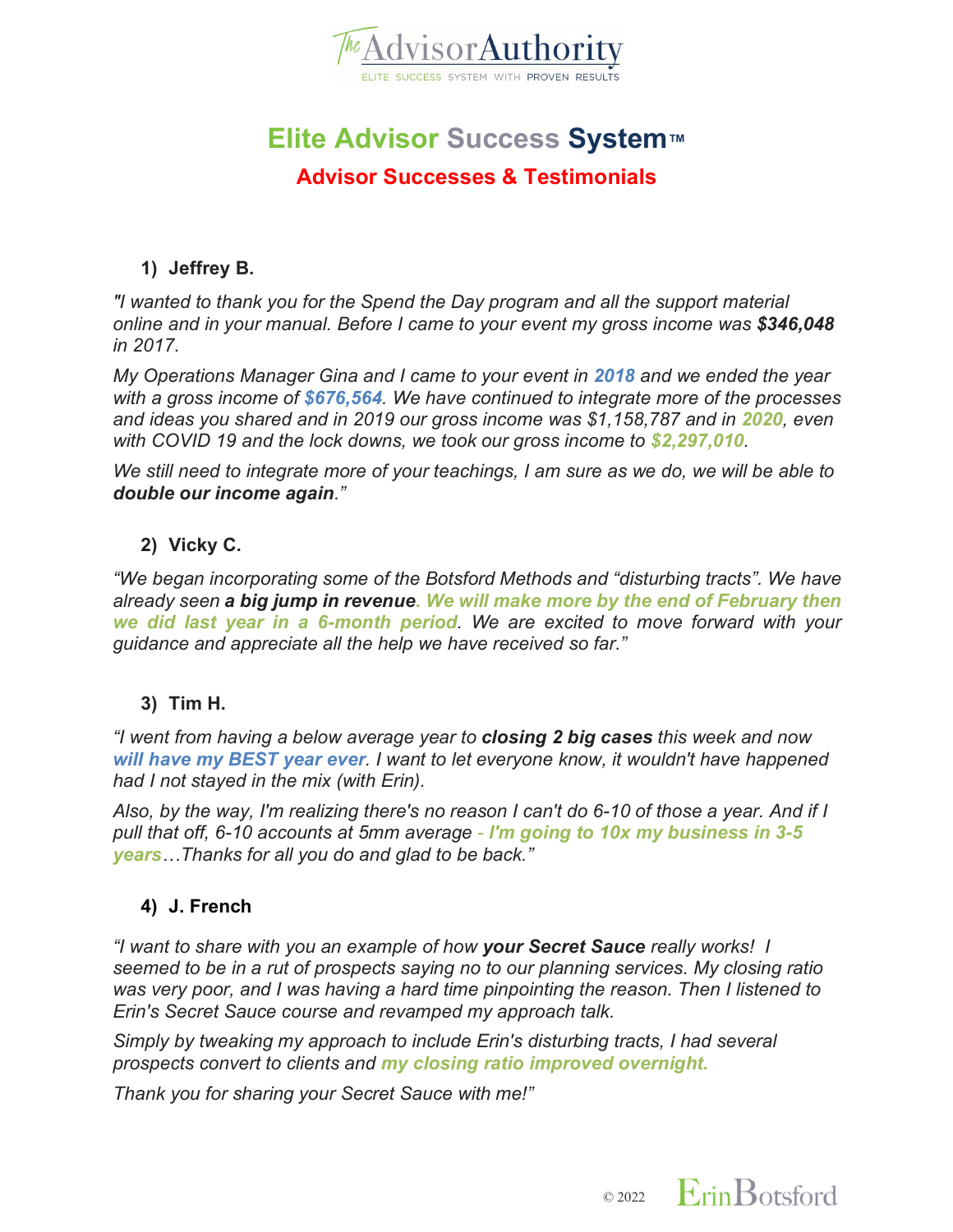The Advisor Authority

ELITE SUCCESS SYSTEM WITH PROVEN RESULTS

# Elite Advisor Success System™

## Advisor Successes & Testimonials

### 1) Jeffrey B.

*"I wanted to thank you for the Spend the Day program and all the support material online and in your manual. Before I came to your event my gross income was **$346,048** in 2017.*

*My Operations Manager Gina and I came to your event in **2018** and we ended the year with a gross income of **$676,564**. We have continued to integrate more of the processes and ideas you shared and in 2019 our gross income was $1,158,787 and in **2020**, even with COVID 19 and the lock downs, we took our gross income to **$2,297,010**.*

*We still need to integrate more of your teachings, I am sure as we do, we will be able to **double our income again**."*

### 2) Vicky C.

*"We began incorporating some of the Botsford Methods and "disturbing tracts". We have already seen **a big jump in revenue**. **We will make more by the end of February then we did last year in a 6-month period**. We are excited to move forward with your guidance and appreciate all the help we have received so far."*

### 3) Tim H.

*"I went from having a below average year to **closing 2 big cases** this week and now **will have my BEST year ever**. I want to let everyone know, it wouldn't have happened had I not stayed in the mix (with Erin).*

*Also, by the way, I'm realizing there's no reason I can't do 6-10 of those a year. And if I pull that off, 6-10 accounts at 5mm average - **I'm going to 10x my business in 3-5 years**…Thanks for all you do and glad to be back."*

### 4) J. French

*"I want to share with you an example of how **your Secret Sauce** really works! I seemed to be in a rut of prospects saying no to our planning services. My closing ratio was very poor, and I was having a hard time pinpointing the reason. Then I listened to Erin's Secret Sauce course and revamped my approach talk.*

*Simply by tweaking my approach to include Erin's disturbing tracts, I had several prospects convert to clients and **my closing ratio improved overnight.***

*Thank you for sharing your Secret Sauce with me!"*

© 2022 Erin Botsford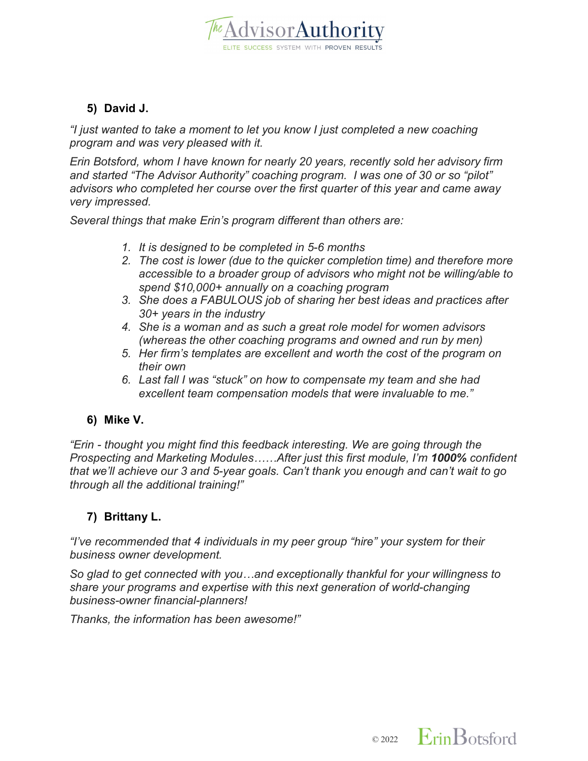## 5) David J.

*"I just wanted to take a moment to let you know I just completed a new coaching program and was very pleased with it.*

*Erin Botsford, whom I have known for nearly 20 years, recently sold her advisory firm and started "The Advisor Authority" coaching program. I was one of 30 or so "pilot" advisors who completed her course over the first quarter of this year and came away very impressed.*

*Several things that make Erin's program different than others are:*

1. *It is designed to be completed in 5-6 months*
2. *The cost is lower (due to the quicker completion time) and therefore more accessible to a broader group of advisors who might not be willing/able to spend $10,000+ annually on a coaching program*
3. *She does a FABULOUS job of sharing her best ideas and practices after 30+ years in the industry*
4. *She is a woman and as such a great role model for women advisors (whereas the other coaching programs and owned and run by men)*
5. *Her firm's templates are excellent and worth the cost of the program on their own*
6. *Last fall I was "stuck" on how to compensate my team and she had excellent team compensation models that were invaluable to me."*

## 6) Mike V.

*"Erin - thought you might find this feedback interesting. We are going through the Prospecting and Marketing Modules……After just this first module, I'm **1000%** confident that we'll achieve our 3 and 5-year goals. Can't thank you enough and can't wait to go through all the additional training!"*

## 7) Brittany L.

*"I've recommended that 4 individuals in my peer group "hire" your system for their business owner development.*

*So glad to get connected with you…and exceptionally thankful for your willingness to share your programs and expertise with this next generation of world-changing business-owner financial-planners!*

*Thanks, the information has been awesome!"*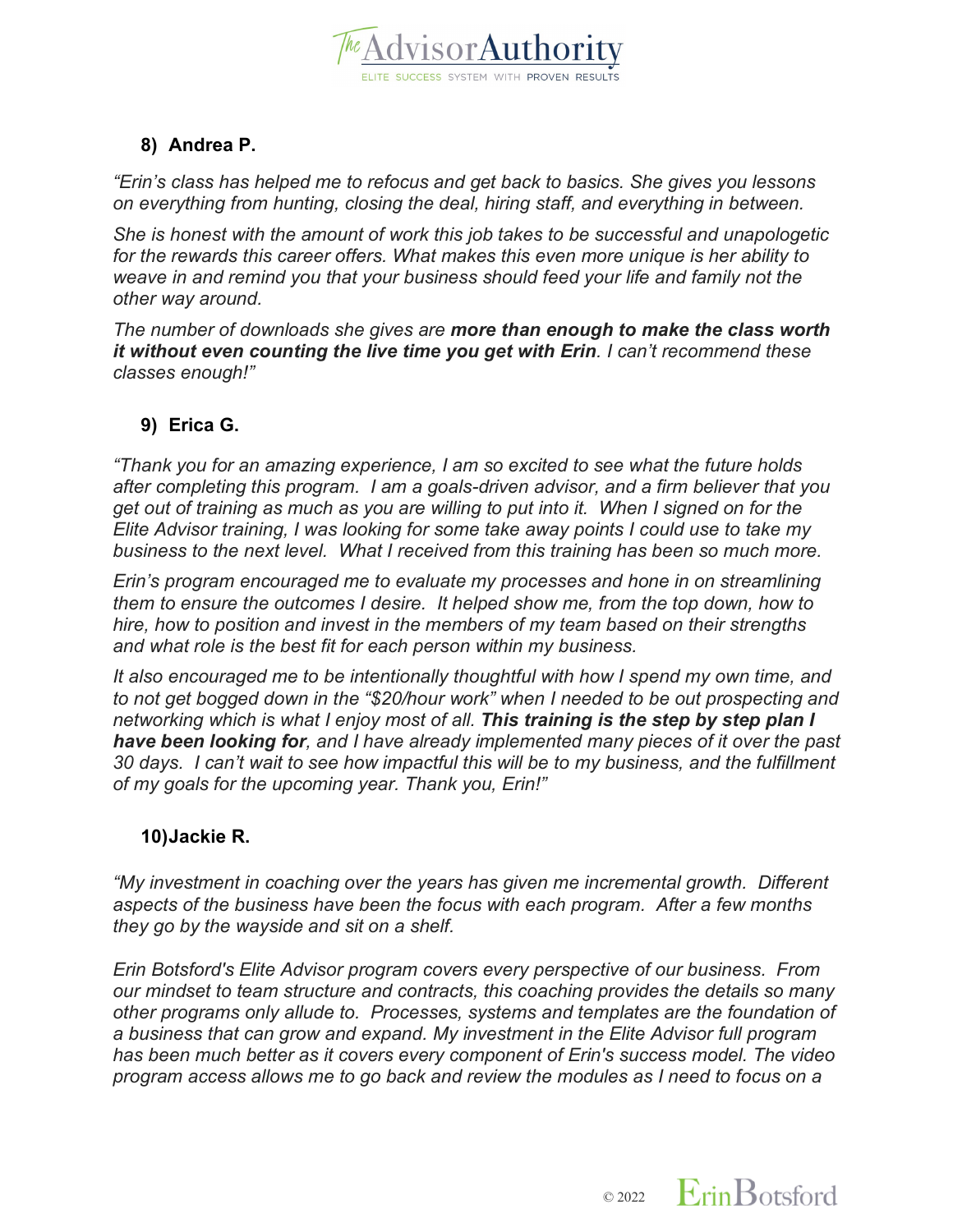### 8) Andrea P.

*"Erin's class has helped me to refocus and get back to basics. She gives you lessons on everything from hunting, closing the deal, hiring staff, and everything in between.*

*She is honest with the amount of work this job takes to be successful and unapologetic for the rewards this career offers. What makes this even more unique is her ability to weave in and remind you that your business should feed your life and family not the other way around.*

*The number of downloads she gives are **more than enough to make the class worth it without even counting the live time you get with Erin**. I can't recommend these classes enough!"*

### 9) Erica G.

*"Thank you for an amazing experience, I am so excited to see what the future holds after completing this program. I am a goals-driven advisor, and a firm believer that you get out of training as much as you are willing to put into it. When I signed on for the Elite Advisor training, I was looking for some take away points I could use to take my business to the next level. What I received from this training has been so much more.*

*Erin's program encouraged me to evaluate my processes and hone in on streamlining them to ensure the outcomes I desire. It helped show me, from the top down, how to hire, how to position and invest in the members of my team based on their strengths and what role is the best fit for each person within my business.*

*It also encouraged me to be intentionally thoughtful with how I spend my own time, and to not get bogged down in the "$20/hour work" when I needed to be out prospecting and networking which is what I enjoy most of all. **This training is the step by step plan I have been looking for**, and I have already implemented many pieces of it over the past 30 days. I can't wait to see how impactful this will be to my business, and the fulfillment of my goals for the upcoming year. Thank you, Erin!"*

### 10) Jackie R.

*"My investment in coaching over the years has given me incremental growth. Different aspects of the business have been the focus with each program. After a few months they go by the wayside and sit on a shelf.*

*Erin Botsford's Elite Advisor program covers every perspective of our business. From our mindset to team structure and contracts, this coaching provides the details so many other programs only allude to. Processes, systems and templates are the foundation of a business that can grow and expand. My investment in the Elite Advisor full program has been much better as it covers every component of Erin's success model. The video program access allows me to go back and review the modules as I need to focus on a*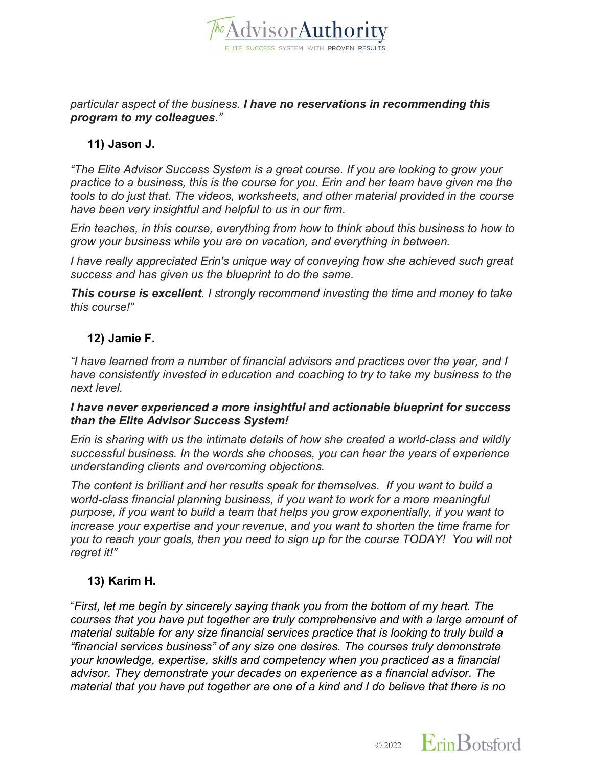*particular aspect of the business.* ***I have no reservations in recommending this program to my colleagues****."*

### 11) Jason J.

*"The Elite Advisor Success System is a great course. If you are looking to grow your practice to a business, this is the course for you. Erin and her team have given me the tools to do just that. The videos, worksheets, and other material provided in the course have been very insightful and helpful to us in our firm.*

*Erin teaches, in this course, everything from how to think about this business to how to grow your business while you are on vacation, and everything in between.*

*I have really appreciated Erin's unique way of conveying how she achieved such great success and has given us the blueprint to do the same.*

***This course is excellent****. I strongly recommend investing the time and money to take this course!"*

### 12) Jamie F.

*"I have learned from a number of financial advisors and practices over the year, and I have consistently invested in education and coaching to try to take my business to the next level.*

***I have never experienced a more insightful and actionable blueprint for success than the Elite Advisor Success System!***

*Erin is sharing with us the intimate details of how she created a world-class and wildly successful business. In the words she chooses, you can hear the years of experience understanding clients and overcoming objections.*

*The content is brilliant and her results speak for themselves. If you want to build a world-class financial planning business, if you want to work for a more meaningful purpose, if you want to build a team that helps you grow exponentially, if you want to increase your expertise and your revenue, and you want to shorten the time frame for you to reach your goals, then you need to sign up for the course TODAY! You will not regret it!"*

### 13) Karim H.

"*First, let me begin by sincerely saying thank you from the bottom of my heart. The courses that you have put together are truly comprehensive and with a large amount of material suitable for any size financial services practice that is looking to truly build a "financial services business" of any size one desires. The courses truly demonstrate your knowledge, expertise, skills and competency when you practiced as a financial advisor. They demonstrate your decades on experience as a financial advisor. The material that you have put together are one of a kind and I do believe that there is no*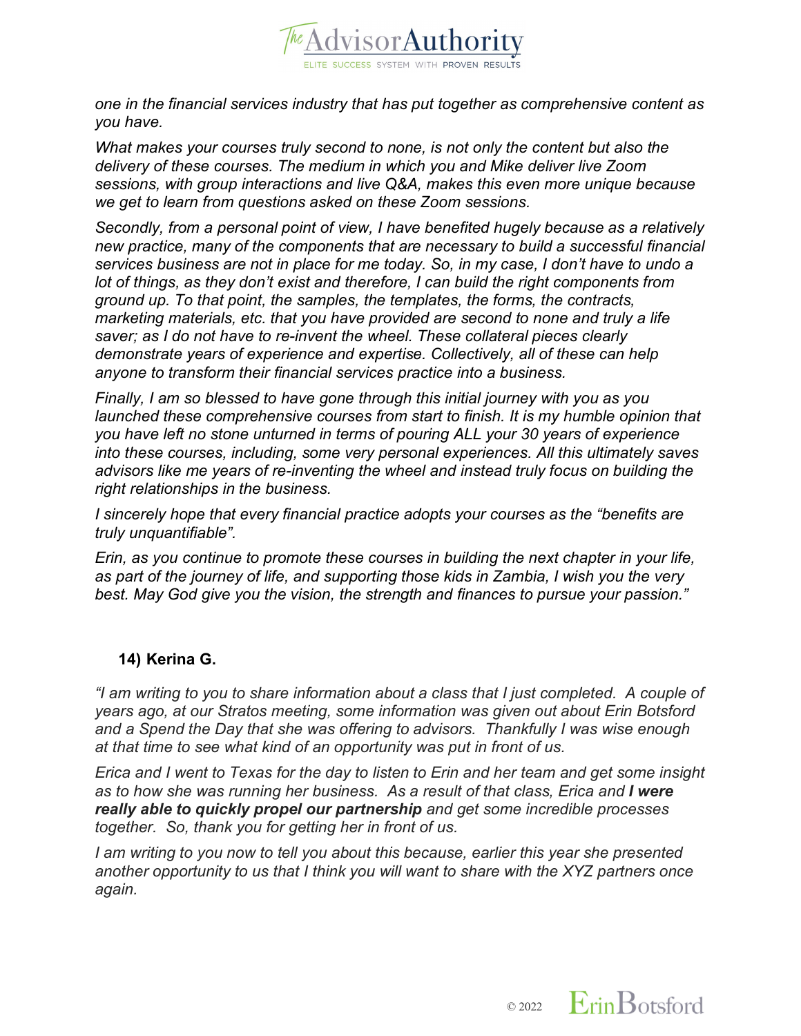*one in the financial services industry that has put together as comprehensive content as you have.*

*What makes your courses truly second to none, is not only the content but also the delivery of these courses. The medium in which you and Mike deliver live Zoom sessions, with group interactions and live Q&A, makes this even more unique because we get to learn from questions asked on these Zoom sessions.*

*Secondly, from a personal point of view, I have benefited hugely because as a relatively new practice, many of the components that are necessary to build a successful financial services business are not in place for me today. So, in my case, I don't have to undo a lot of things, as they don't exist and therefore, I can build the right components from ground up. To that point, the samples, the templates, the forms, the contracts, marketing materials, etc. that you have provided are second to none and truly a life saver; as I do not have to re-invent the wheel. These collateral pieces clearly demonstrate years of experience and expertise. Collectively, all of these can help anyone to transform their financial services practice into a business.*

*Finally, I am so blessed to have gone through this initial journey with you as you launched these comprehensive courses from start to finish. It is my humble opinion that you have left no stone unturned in terms of pouring ALL your 30 years of experience into these courses, including, some very personal experiences. All this ultimately saves advisors like me years of re-inventing the wheel and instead truly focus on building the right relationships in the business.*

*I sincerely hope that every financial practice adopts your courses as the "benefits are truly unquantifiable".*

*Erin, as you continue to promote these courses in building the next chapter in your life, as part of the journey of life, and supporting those kids in Zambia, I wish you the very best. May God give you the vision, the strength and finances to pursue your passion."*

### 14) Kerina G.

*"I am writing to you to share information about a class that I just completed. A couple of years ago, at our Stratos meeting, some information was given out about Erin Botsford and a Spend the Day that she was offering to advisors. Thankfully I was wise enough at that time to see what kind of an opportunity was put in front of us.*

*Erica and I went to Texas for the day to listen to Erin and her team and get some insight as to how she was running her business. As a result of that class, Erica and **I were really able to quickly propel our partnership** and get some incredible processes together. So, thank you for getting her in front of us.*

*I am writing to you now to tell you about this because, earlier this year she presented another opportunity to us that I think you will want to share with the XYZ partners once again.*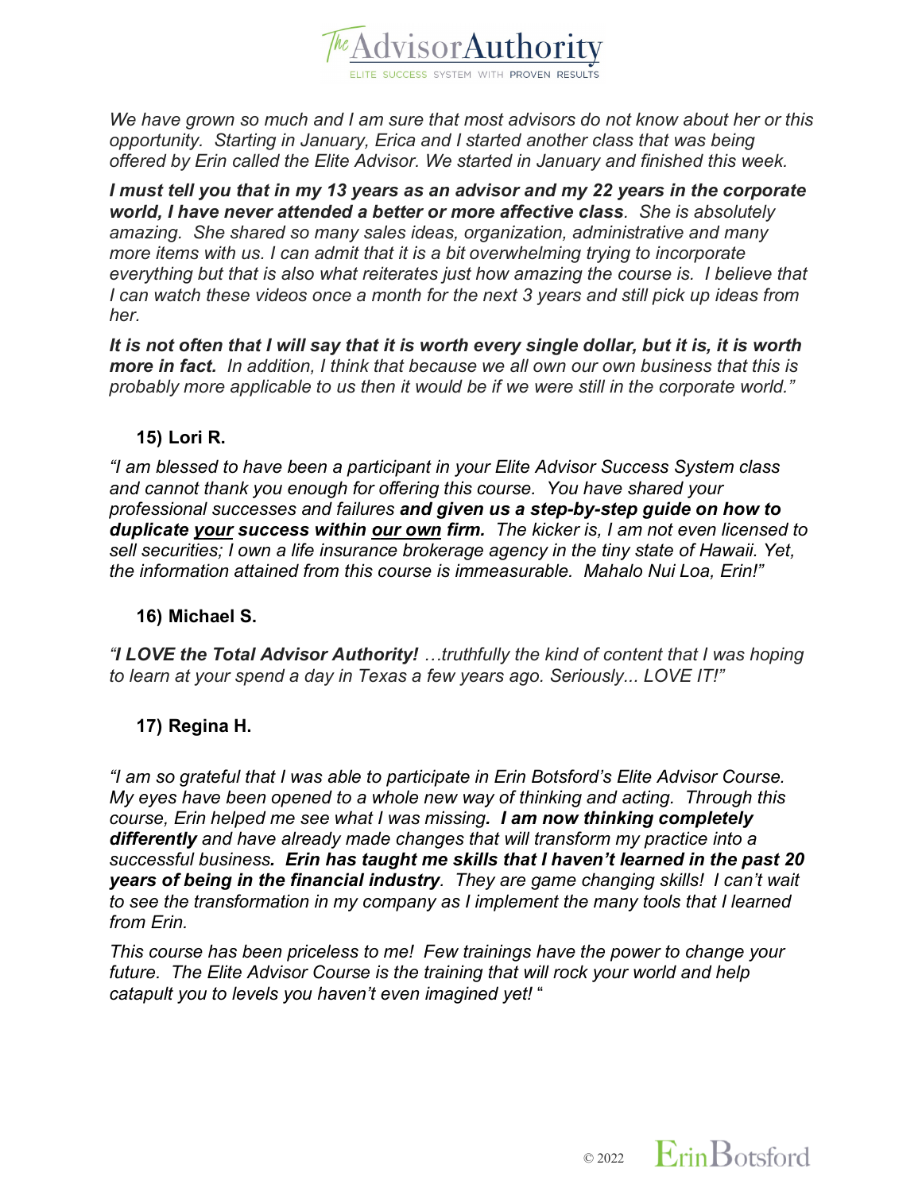*We have grown so much and I am sure that most advisors do not know about her or this opportunity. Starting in January, Erica and I started another class that was being offered by Erin called the Elite Advisor. We started in January and finished this week.*

***I must tell you that in my 13 years as an advisor and my 22 years in the corporate world, I have never attended a better or more affective class****. She is absolutely amazing. She shared so many sales ideas, organization, administrative and many more items with us. I can admit that it is a bit overwhelming trying to incorporate everything but that is also what reiterates just how amazing the course is. I believe that I can watch these videos once a month for the next 3 years and still pick up ideas from her.*

***It is not often that I will say that it is worth every single dollar, but it is, it is worth more in fact.*** *In addition, I think that because we all own our own business that this is probably more applicable to us then it would be if we were still in the corporate world."*

**15) Lori R.**

*"I am blessed to have been a participant in your Elite Advisor Success System class and cannot thank you enough for offering this course. You have shared your professional successes and failures* ***and given us a step-by-step guide on how to duplicate <u>your</u> success within <u>our own</u> firm.*** *The kicker is, I am not even licensed to sell securities; I own a life insurance brokerage agency in the tiny state of Hawaii. Yet, the information attained from this course is immeasurable. Mahalo Nui Loa, Erin!"*

**16) Michael S.**

*"**I LOVE the Total Advisor Authority!** …truthfully the kind of content that I was hoping to learn at your spend a day in Texas a few years ago. Seriously... LOVE IT!"*

**17) Regina H.**

*"I am so grateful that I was able to participate in Erin Botsford's Elite Advisor Course. My eyes have been opened to a whole new way of thinking and acting. Through this course, Erin helped me see what I was missing**. I am now thinking completely differently** and have already made changes that will transform my practice into a successful business**. Erin has taught me skills that I haven't learned in the past 20 years of being in the financial industry**. They are game changing skills! I can't wait to see the transformation in my company as I implement the many tools that I learned from Erin.*

*This course has been priceless to me! Few trainings have the power to change your future. The Elite Advisor Course is the training that will rock your world and help catapult you to levels you haven't even imagined yet!* "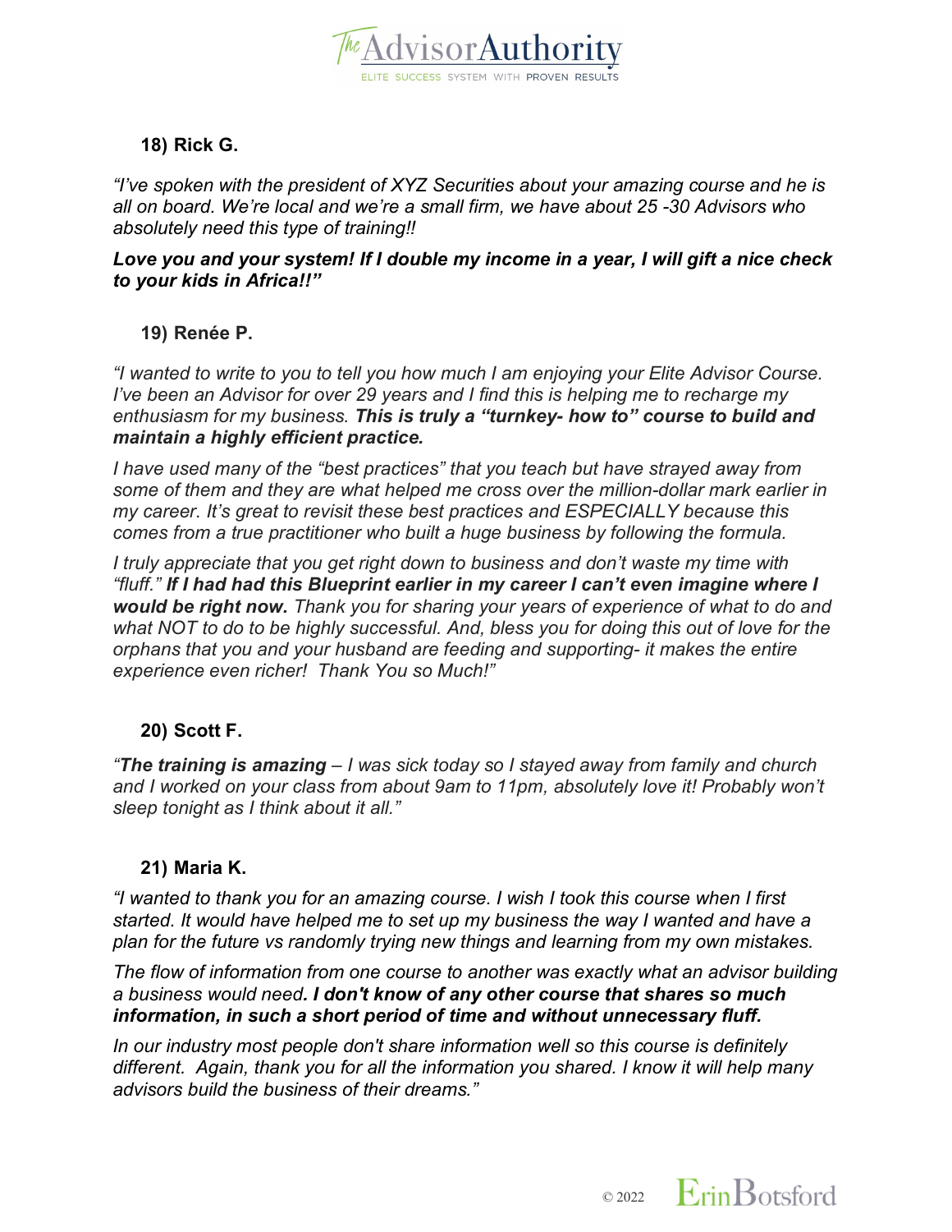### 18) Rick G.

*"I've spoken with the president of XYZ Securities about your amazing course and he is all on board. We're local and we're a small firm, we have about 25 -30 Advisors who absolutely need this type of training!!*

***Love you and your system! If I double my income in a year, I will gift a nice check to your kids in Africa!!"***

### 19) Renée P.

*"I wanted to write to you to tell you how much I am enjoying your Elite Advisor Course. I've been an Advisor for over 29 years and I find this is helping me to recharge my enthusiasm for my business.* ***This is truly a "turnkey- how to" course to build and maintain a highly efficient practice.***

*I have used many of the "best practices" that you teach but have strayed away from some of them and they are what helped me cross over the million-dollar mark earlier in my career. It's great to revisit these best practices and ESPECIALLY because this comes from a true practitioner who built a huge business by following the formula.*

*I truly appreciate that you get right down to business and don't waste my time with "fluff."* ***If I had had this Blueprint earlier in my career I can't even imagine where I would be right now.*** *Thank you for sharing your years of experience of what to do and what NOT to do to be highly successful. And, bless you for doing this out of love for the orphans that you and your husband are feeding and supporting- it makes the entire experience even richer! Thank You so Much!"*

### 20) Scott F.

*"**The training is amazing** – I was sick today so I stayed away from family and church and I worked on your class from about 9am to 11pm, absolutely love it! Probably won't sleep tonight as I think about it all."*

### 21) Maria K.

*"I wanted to thank you for an amazing course. I wish I took this course when I first started. It would have helped me to set up my business the way I wanted and have a plan for the future vs randomly trying new things and learning from my own mistakes.*

*The flow of information from one course to another was exactly what an advisor building a business would need****. I don't know of any other course that shares so much information, in such a short period of time and without unnecessary fluff.***

*In our industry most people don't share information well so this course is definitely different. Again, thank you for all the information you shared. I know it will help many advisors build the business of their dreams."*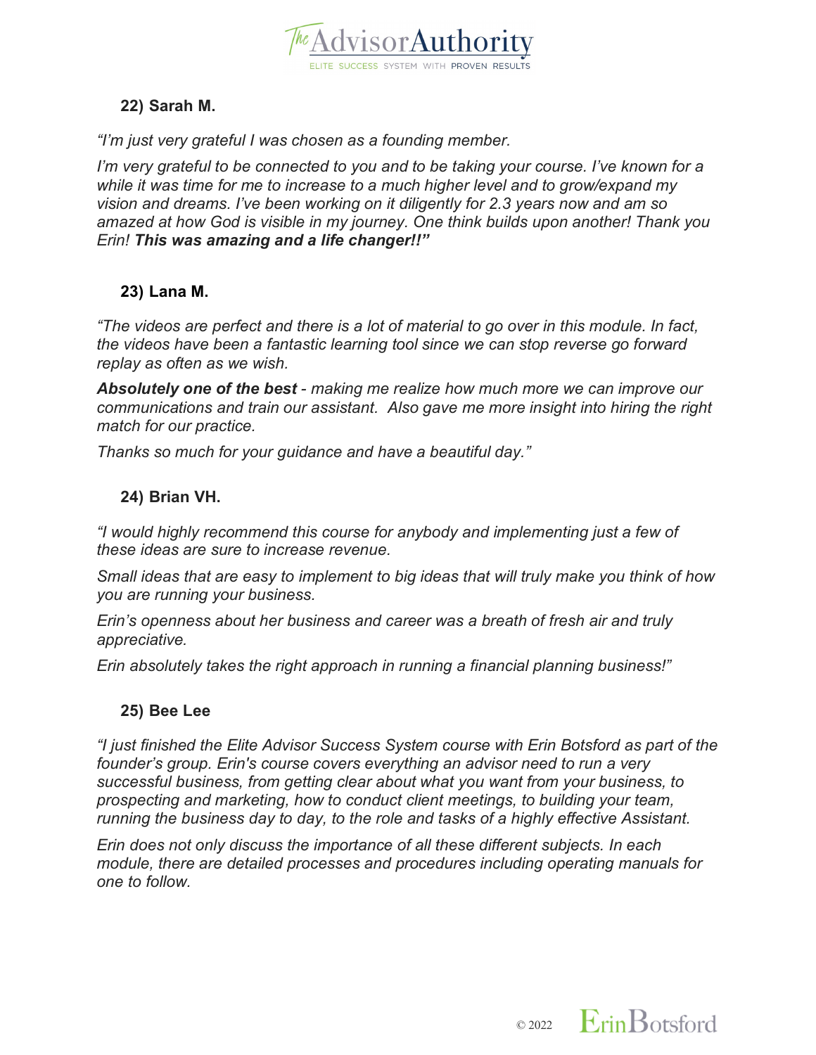### 22) Sarah M.

*"I'm just very grateful I was chosen as a founding member.*

*I'm very grateful to be connected to you and to be taking your course. I've known for a while it was time for me to increase to a much higher level and to grow/expand my vision and dreams. I've been working on it diligently for 2.3 years now and am so amazed at how God is visible in my journey. One think builds upon another! Thank you Erin!* ***This was amazing and a life changer!!"***

### 23) Lana M.

*"The videos are perfect and there is a lot of material to go over in this module. In fact, the videos have been a fantastic learning tool since we can stop reverse go forward replay as often as we wish.*

***Absolutely one of the best*** *- making me realize how much more we can improve our communications and train our assistant. Also gave me more insight into hiring the right match for our practice.*

*Thanks so much for your guidance and have a beautiful day."*

### 24) Brian VH.

*"I would highly recommend this course for anybody and implementing just a few of these ideas are sure to increase revenue.*

*Small ideas that are easy to implement to big ideas that will truly make you think of how you are running your business.*

*Erin's openness about her business and career was a breath of fresh air and truly appreciative.*

*Erin absolutely takes the right approach in running a financial planning business!"*

### 25) Bee Lee

*"I just finished the Elite Advisor Success System course with Erin Botsford as part of the founder's group. Erin's course covers everything an advisor need to run a very successful business, from getting clear about what you want from your business, to prospecting and marketing, how to conduct client meetings, to building your team, running the business day to day, to the role and tasks of a highly effective Assistant.*

*Erin does not only discuss the importance of all these different subjects. In each module, there are detailed processes and procedures including operating manuals for one to follow.*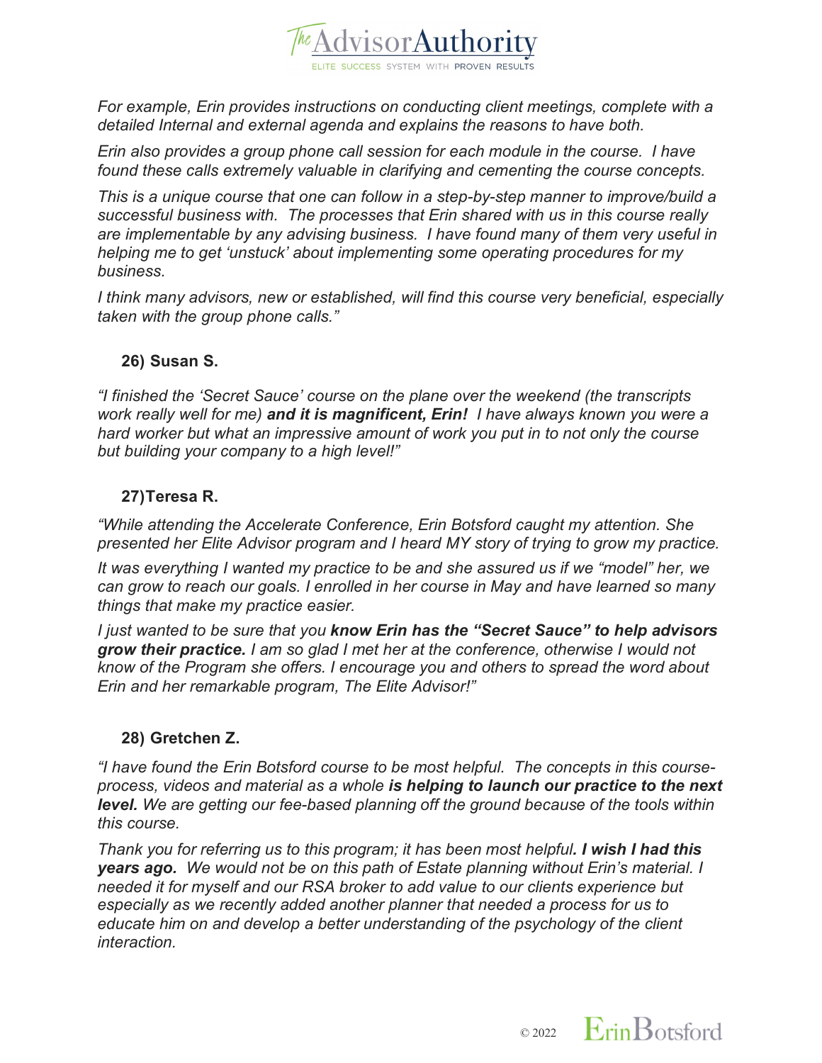*For example, Erin provides instructions on conducting client meetings, complete with a detailed Internal and external agenda and explains the reasons to have both.*

*Erin also provides a group phone call session for each module in the course. I have found these calls extremely valuable in clarifying and cementing the course concepts.*

*This is a unique course that one can follow in a step-by-step manner to improve/build a successful business with. The processes that Erin shared with us in this course really are implementable by any advising business. I have found many of them very useful in helping me to get 'unstuck' about implementing some operating procedures for my business.*

*I think many advisors, new or established, will find this course very beneficial, especially taken with the group phone calls."*

**26) Susan S.**

*"I finished the 'Secret Sauce' course on the plane over the weekend (the transcripts work really well for me)* ***and it is magnificent, Erin!*** *I have always known you were a hard worker but what an impressive amount of work you put in to not only the course but building your company to a high level!"*

**27) Teresa R.**

*"While attending the Accelerate Conference, Erin Botsford caught my attention. She presented her Elite Advisor program and I heard MY story of trying to grow my practice.*

*It was everything I wanted my practice to be and she assured us if we "model" her, we can grow to reach our goals. I enrolled in her course in May and have learned so many things that make my practice easier.*

*I just wanted to be sure that you* ***know Erin has the "Secret Sauce" to help advisors grow their practice.*** *I am so glad I met her at the conference, otherwise I would not know of the Program she offers. I encourage you and others to spread the word about Erin and her remarkable program, The Elite Advisor!"*

**28) Gretchen Z.**

*"I have found the Erin Botsford course to be most helpful. The concepts in this course-process, videos and material as a whole* ***is helping to launch our practice to the next level.*** *We are getting our fee-based planning off the ground because of the tools within this course.*

*Thank you for referring us to this program; it has been most helpful****. I wish I had this years ago.*** *We would not be on this path of Estate planning without Erin's material. I needed it for myself and our RSA broker to add value to our clients experience but especially as we recently added another planner that needed a process for us to educate him on and develop a better understanding of the psychology of the client interaction.*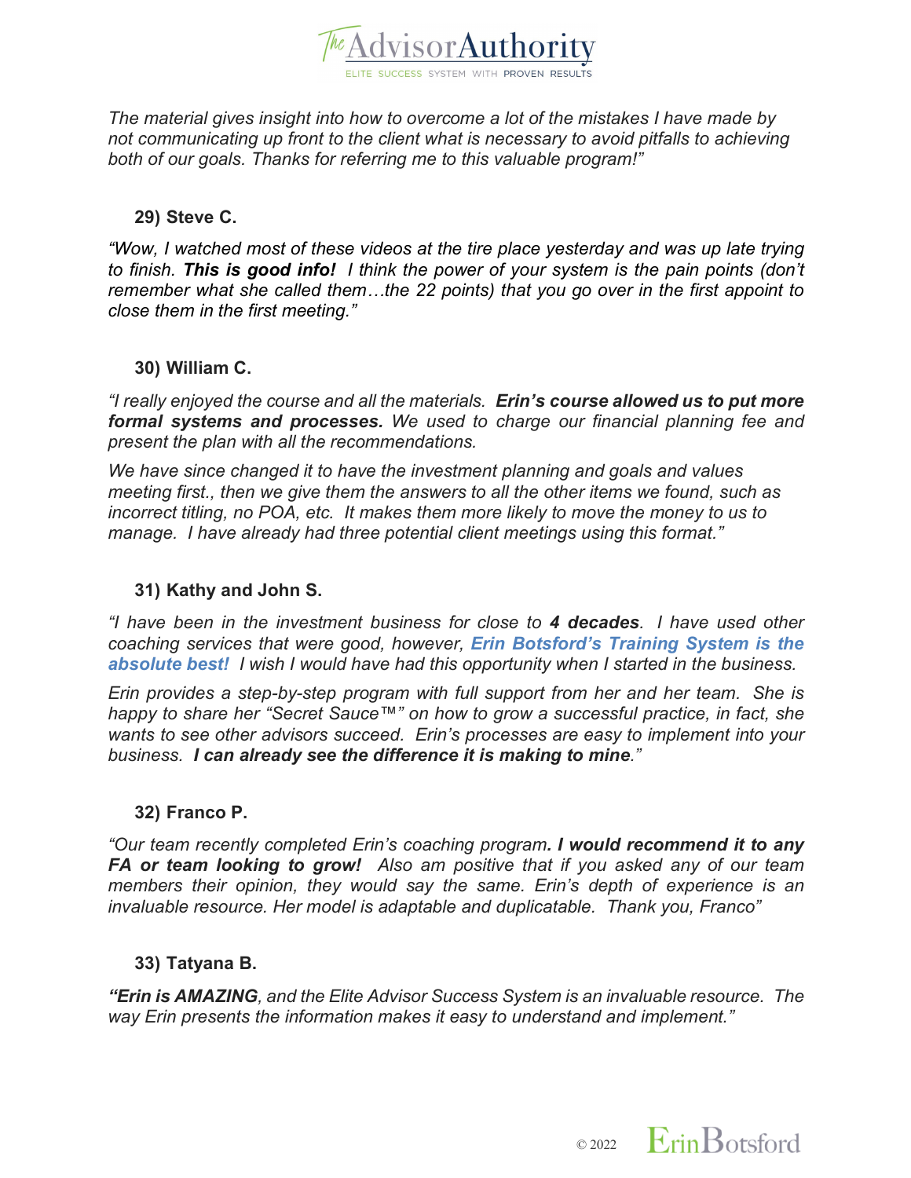*The material gives insight into how to overcome a lot of the mistakes I have made by not communicating up front to the client what is necessary to avoid pitfalls to achieving both of our goals. Thanks for referring me to this valuable program!"*

**29) Steve C.**

*"Wow, I watched most of these videos at the tire place yesterday and was up late trying to finish.* ***This is good info!*** *I think the power of your system is the pain points (don't remember what she called them…the 22 points) that you go over in the first appoint to close them in the first meeting."*

**30) William C.**

*"I really enjoyed the course and all the materials.* ***Erin's course allowed us to put more formal systems and processes.*** *We used to charge our financial planning fee and present the plan with all the recommendations.*

*We have since changed it to have the investment planning and goals and values meeting first., then we give them the answers to all the other items we found, such as incorrect titling, no POA, etc. It makes them more likely to move the money to us to manage. I have already had three potential client meetings using this format."*

**31) Kathy and John S.**

*"I have been in the investment business for close to* ***4 decades****. I have used other coaching services that were good, however,* ***Erin Botsford's Training System is the absolute best!*** *I wish I would have had this opportunity when I started in the business.*

*Erin provides a step-by-step program with full support from her and her team. She is happy to share her "Secret Sauce™" on how to grow a successful practice, in fact, she wants to see other advisors succeed. Erin's processes are easy to implement into your business.* ***I can already see the difference it is making to mine****."*

**32) Franco P.**

*"Our team recently completed Erin's coaching program****. I would recommend it to any FA or team looking to grow!*** *Also am positive that if you asked any of our team members their opinion, they would say the same. Erin's depth of experience is an invaluable resource. Her model is adaptable and duplicatable. Thank you, Franco"*

**33) Tatyana B.**

***"Erin is AMAZING****, and the Elite Advisor Success System is an invaluable resource. The way Erin presents the information makes it easy to understand and implement."*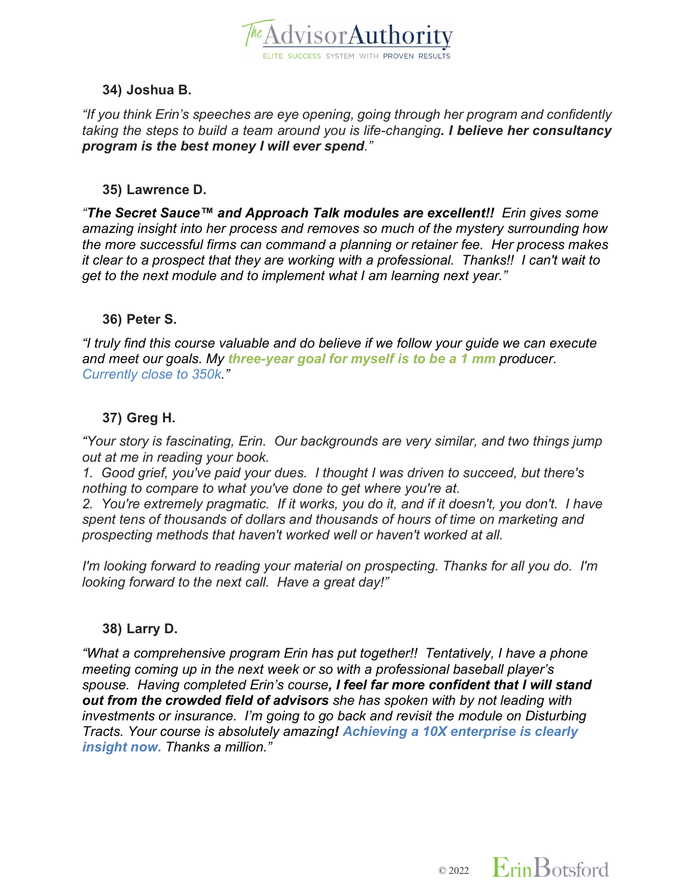### 34) Joshua B.

*"If you think Erin's speeches are eye opening, going through her program and confidently taking the steps to build a team around you is life-changing**. I believe her consultancy program is the best money I will ever spend**."*

### 35) Lawrence D.

*"**The Secret Sauce™ and Approach Talk modules are excellent!!** Erin gives some amazing insight into her process and removes so much of the mystery surrounding how the more successful firms can command a planning or retainer fee. Her process makes it clear to a prospect that they are working with a professional. Thanks!! I can't wait to get to the next module and to implement what I am learning next year."*

### 36) Peter S.

*"I truly find this course valuable and do believe if we follow your guide we can execute and meet our goals. My **three-year goal for myself is to be a 1 mm** producer. Currently close to 350k."*

### 37) Greg H.

*"Your story is fascinating, Erin. Our backgrounds are very similar, and two things jump out at me in reading your book.*

*1. Good grief, you've paid your dues. I thought I was driven to succeed, but there's nothing to compare to what you've done to get where you're at.*

*2. You're extremely pragmatic. If it works, you do it, and if it doesn't, you don't. I have spent tens of thousands of dollars and thousands of hours of time on marketing and prospecting methods that haven't worked well or haven't worked at all.*

*I'm looking forward to reading your material on prospecting. Thanks for all you do. I'm looking forward to the next call. Have a great day!"*

### 38) Larry D.

*"What a comprehensive program Erin has put together!! Tentatively, I have a phone meeting coming up in the next week or so with a professional baseball player's spouse. Having completed Erin's course**, I feel far more confident that I will stand out from the crowded field of advisors** she has spoken with by not leading with investments or insurance. I'm going to go back and revisit the module on Disturbing Tracts. Your course is absolutely amazing**! Achieving a 10X enterprise is clearly insight now.** Thanks a million."*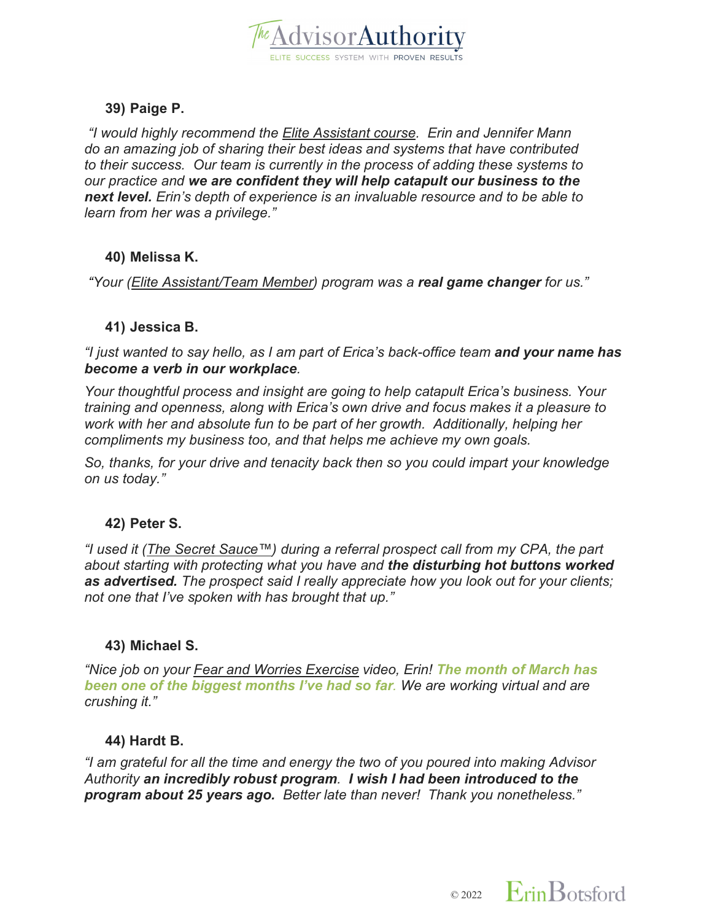### 39) Paige P.

*"I would highly recommend the Elite Assistant course. Erin and Jennifer Mann do an amazing job of sharing their best ideas and systems that have contributed to their success. Our team is currently in the process of adding these systems to our practice and* ***we are confident they will help catapult our business to the next level.*** *Erin's depth of experience is an invaluable resource and to be able to learn from her was a privilege."*

### 40) Melissa K.

*"Your (Elite Assistant/Team Member) program was a* ***real game changer*** *for us."*

### 41) Jessica B.

*"I just wanted to say hello, as I am part of Erica's back-office team* ***and your name has become a verb in our workplace****.*

*Your thoughtful process and insight are going to help catapult Erica's business. Your training and openness, along with Erica's own drive and focus makes it a pleasure to work with her and absolute fun to be part of her growth. Additionally, helping her compliments my business too, and that helps me achieve my own goals.*

*So, thanks, for your drive and tenacity back then so you could impart your knowledge on us today."*

### 42) Peter S.

*"I used it (The Secret Sauce™) during a referral prospect call from my CPA, the part about starting with protecting what you have and* ***the disturbing hot buttons worked as advertised.*** *The prospect said I really appreciate how you look out for your clients; not one that I've spoken with has brought that up."*

### 43) Michael S.

*"Nice job on your Fear and Worries Exercise video, Erin!* ***The month of March has been one of the biggest months I've had so far.*** *We are working virtual and are crushing it."*

### 44) Hardt B.

*"I am grateful for all the time and energy the two of you poured into making Advisor Authority* ***an incredibly robust program****.* ***I wish I had been introduced to the program about 25 years ago.*** *Better late than never! Thank you nonetheless."*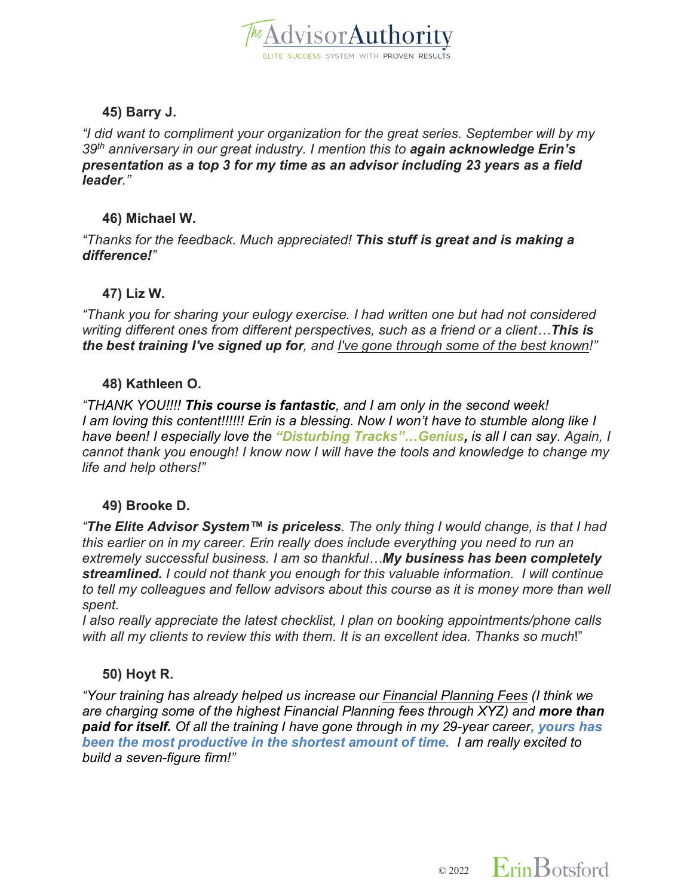### 45) Barry J.

*"I did want to compliment your organization for the great series. September will by my 39th anniversary in our great industry. I mention this to **again acknowledge Erin's presentation as a top 3 for my time as an advisor including 23 years as a field leader**."*

### 46) Michael W.

*"Thanks for the feedback. Much appreciated! **This stuff is great and is making a difference!**"*

### 47) Liz W.

*"Thank you for sharing your eulogy exercise. I had written one but had not considered writing different ones from different perspectives, such as a friend or a client…**This is the best training I've signed up for**, and I've gone through some of the best known!"*

### 48) Kathleen O.

*"THANK YOU!!!! **This course is fantastic**, and I am only in the second week! I am loving this content!!!!!! Erin is a blessing. Now I won't have to stumble along like I have been! I especially love the **"Disturbing Tracks"…Genius,** is all I can say. Again, I cannot thank you enough! I know now I will have the tools and knowledge to change my life and help others!"*

### 49) Brooke D.

*"**The Elite Advisor System™ is priceless**. The only thing I would change, is that I had this earlier on in my career. Erin really does include everything you need to run an extremely successful business. I am so thankful…**My business has been completely streamlined.** I could not thank you enough for this valuable information. I will continue to tell my colleagues and fellow advisors about this course as it is money more than well spent.*

*I also really appreciate the latest checklist, I plan on booking appointments/phone calls with all my clients to review this with them. It is an excellent idea. Thanks so much!"*

### 50) Hoyt R.

*"Your training has already helped us increase our Financial Planning Fees (I think we are charging some of the highest Financial Planning fees through XYZ) and **more than paid for itself.** Of all the training I have gone through in my 29-year career, **yours has been the most productive in the shortest amount of time.** I am really excited to build a seven-figure firm!"*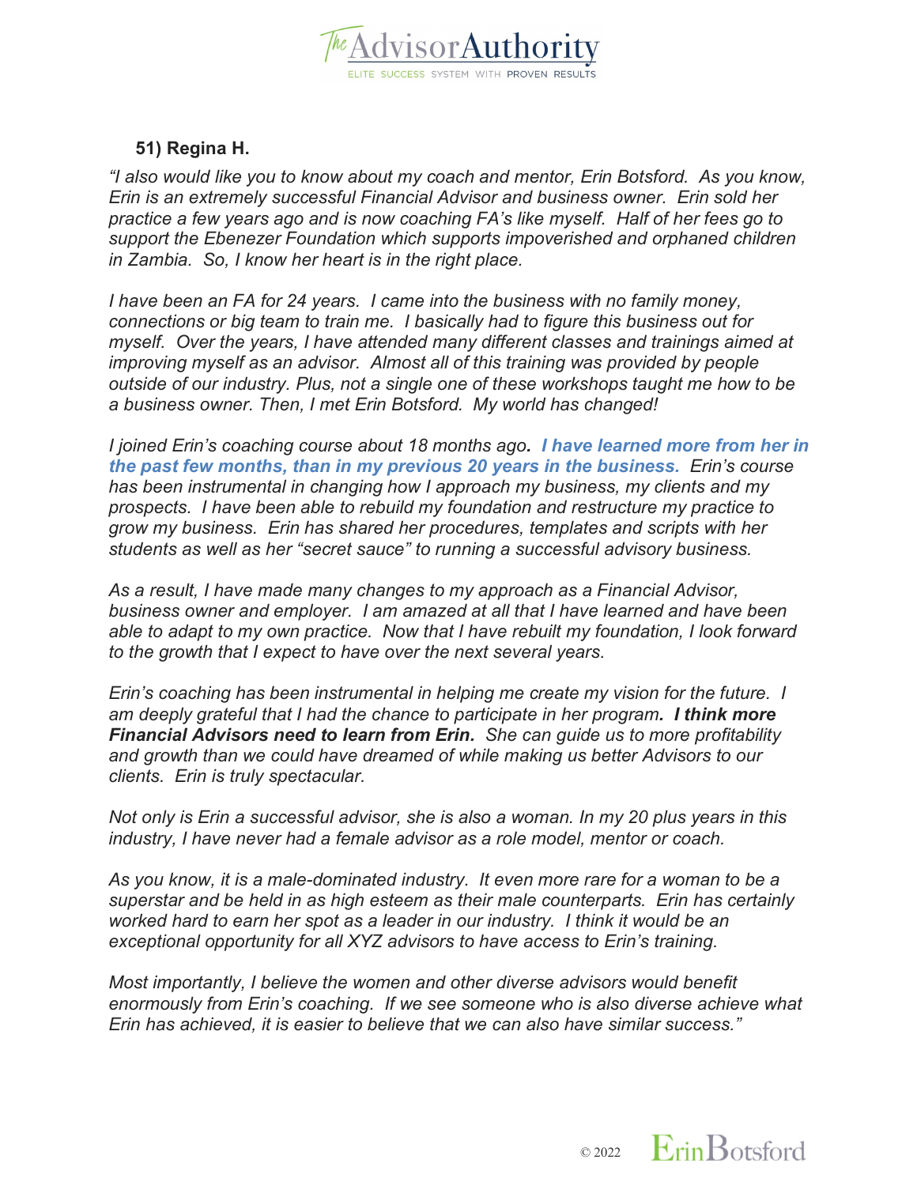### 51) Regina H.

*"I also would like you to know about my coach and mentor, Erin Botsford. As you know, Erin is an extremely successful Financial Advisor and business owner. Erin sold her practice a few years ago and is now coaching FA's like myself. Half of her fees go to support the Ebenezer Foundation which supports impoverished and orphaned children in Zambia. So, I know her heart is in the right place.*

*I have been an FA for 24 years. I came into the business with no family money, connections or big team to train me. I basically had to figure this business out for myself. Over the years, I have attended many different classes and trainings aimed at improving myself as an advisor. Almost all of this training was provided by people outside of our industry. Plus, not a single one of these workshops taught me how to be a business owner. Then, I met Erin Botsford. My world has changed!*

*I joined Erin's coaching course about 18 months ago.* ***I have learned more from her in the past few months, than in my previous 20 years in the business.*** *Erin's course has been instrumental in changing how I approach my business, my clients and my prospects. I have been able to rebuild my foundation and restructure my practice to grow my business. Erin has shared her procedures, templates and scripts with her students as well as her "secret sauce" to running a successful advisory business.*

*As a result, I have made many changes to my approach as a Financial Advisor, business owner and employer. I am amazed at all that I have learned and have been able to adapt to my own practice. Now that I have rebuilt my foundation, I look forward to the growth that I expect to have over the next several years.*

*Erin's coaching has been instrumental in helping me create my vision for the future. I am deeply grateful that I had the chance to participate in her program.* ***I think more Financial Advisors need to learn from Erin.*** *She can guide us to more profitability and growth than we could have dreamed of while making us better Advisors to our clients. Erin is truly spectacular.*

*Not only is Erin a successful advisor, she is also a woman. In my 20 plus years in this industry, I have never had a female advisor as a role model, mentor or coach.*

*As you know, it is a male-dominated industry. It even more rare for a woman to be a superstar and be held in as high esteem as their male counterparts. Erin has certainly worked hard to earn her spot as a leader in our industry. I think it would be an exceptional opportunity for all XYZ advisors to have access to Erin's training.*

*Most importantly, I believe the women and other diverse advisors would benefit enormously from Erin's coaching. If we see someone who is also diverse achieve what Erin has achieved, it is easier to believe that we can also have similar success."*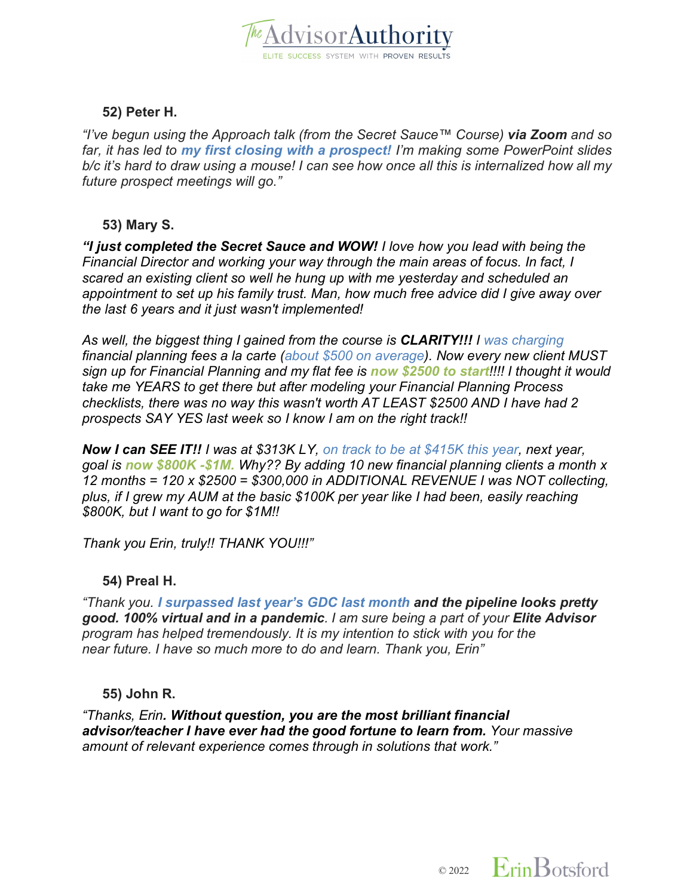**52) Peter H.**

*"I've begun using the Approach talk (from the Secret Sauce™ Course) **via Zoom** and so far, it has led to **my first closing with a prospect!** I'm making some PowerPoint slides b/c it's hard to draw using a mouse! I can see how once all this is internalized how all my future prospect meetings will go."*

**53) Mary S.**

***"I just completed the Secret Sauce and WOW!** I love how you lead with being the Financial Director and working your way through the main areas of focus. In fact, I scared an existing client so well he hung up with me yesterday and scheduled an appointment to set up his family trust. Man, how much free advice did I give away over the last 6 years and it just wasn't implemented!*

*As well, the biggest thing I gained from the course is **CLARITY!!!** I was charging financial planning fees a la carte (about $500 on average). Now every new client MUST sign up for Financial Planning and my flat fee is **now $2500 to start**!!!! I thought it would take me YEARS to get there but after modeling your Financial Planning Process checklists, there was no way this wasn't worth AT LEAST $2500 AND I have had 2 prospects SAY YES last week so I know I am on the right track!!*

***Now I can SEE IT!!** I was at $313K LY, on track to be at $415K this year, next year, goal is **now $800K -$1M.** Why?? By adding 10 new financial planning clients a month x 12 months = 120 x $2500 = $300,000 in ADDITIONAL REVENUE I was NOT collecting, plus, if I grew my AUM at the basic $100K per year like I had been, easily reaching $800K, but I want to go for $1M!!*

*Thank you Erin, truly!! THANK YOU!!!"*

**54) Preal H.**

*"Thank you. **I surpassed last year's GDC last month and the pipeline looks pretty good. 100% virtual and in a pandemic**. I am sure being a part of your **Elite Advisor** program has helped tremendously. It is my intention to stick with you for the near future. I have so much more to do and learn. Thank you, Erin"*

**55) John R.**

*"Thanks, Erin**. Without question, you are the most brilliant financial advisor/teacher I have ever had the good fortune to learn from.** Your massive amount of relevant experience comes through in solutions that work."*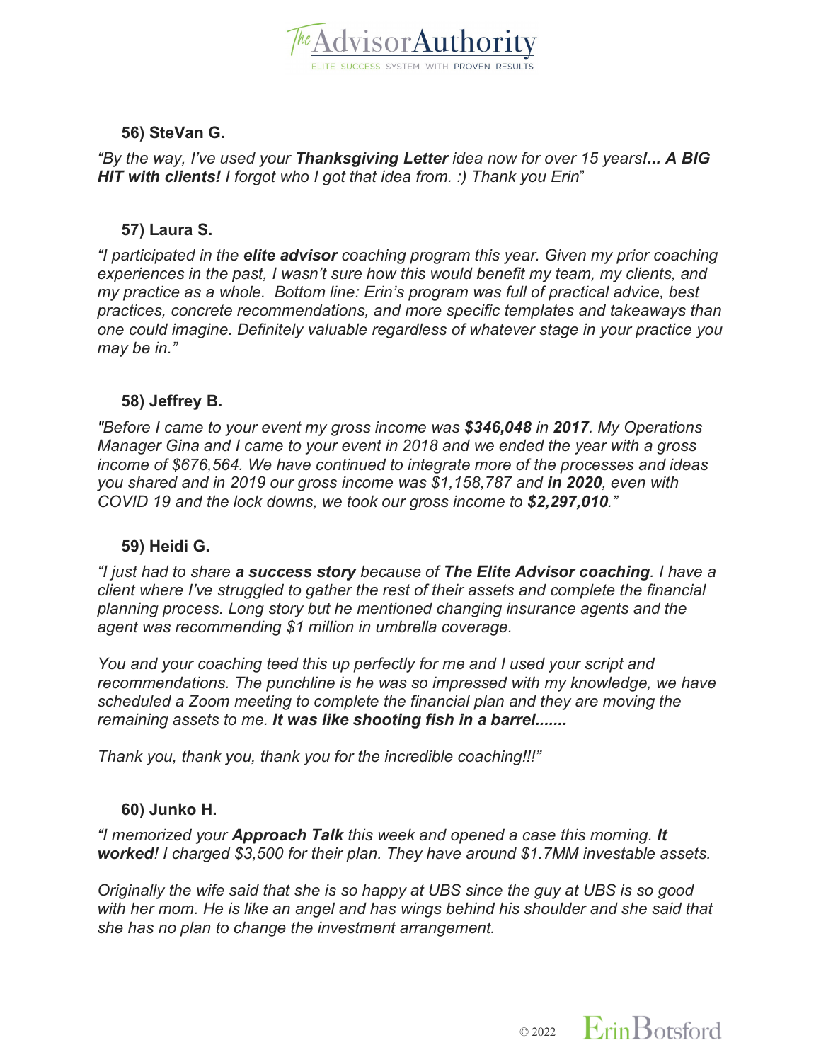### 56) SteVan G.

*"By the way, I've used your **Thanksgiving Letter** idea now for over 15 years**!... A BIG HIT with clients!** I forgot who I got that idea from. :) Thank you Erin*"

### 57) Laura S.

*"I participated in the **elite advisor** coaching program this year. Given my prior coaching experiences in the past, I wasn't sure how this would benefit my team, my clients, and my practice as a whole. Bottom line: Erin's program was full of practical advice, best practices, concrete recommendations, and more specific templates and takeaways than one could imagine. Definitely valuable regardless of whatever stage in your practice you may be in."*

### 58) Jeffrey B.

*"Before I came to your event my gross income was **$346,048** in **2017**. My Operations Manager Gina and I came to your event in 2018 and we ended the year with a gross income of $676,564. We have continued to integrate more of the processes and ideas you shared and in 2019 our gross income was $1,158,787 and **in 2020**, even with COVID 19 and the lock downs, we took our gross income to **$2,297,010**."*

### 59) Heidi G.

*"I just had to share **a success story** because of **The Elite Advisor coaching**. I have a client where I've struggled to gather the rest of their assets and complete the financial planning process. Long story but he mentioned changing insurance agents and the agent was recommending $1 million in umbrella coverage.*

*You and your coaching teed this up perfectly for me and I used your script and recommendations. The punchline is he was so impressed with my knowledge, we have scheduled a Zoom meeting to complete the financial plan and they are moving the remaining assets to me. **It was like shooting fish in a barrel.......***

*Thank you, thank you, thank you for the incredible coaching!!!"*

### 60) Junko H.

*"I memorized your **Approach Talk** this week and opened a case this morning. **It worked**! I charged $3,500 for their plan. They have around $1.7MM investable assets.*

*Originally the wife said that she is so happy at UBS since the guy at UBS is so good with her mom. He is like an angel and has wings behind his shoulder and she said that she has no plan to change the investment arrangement.*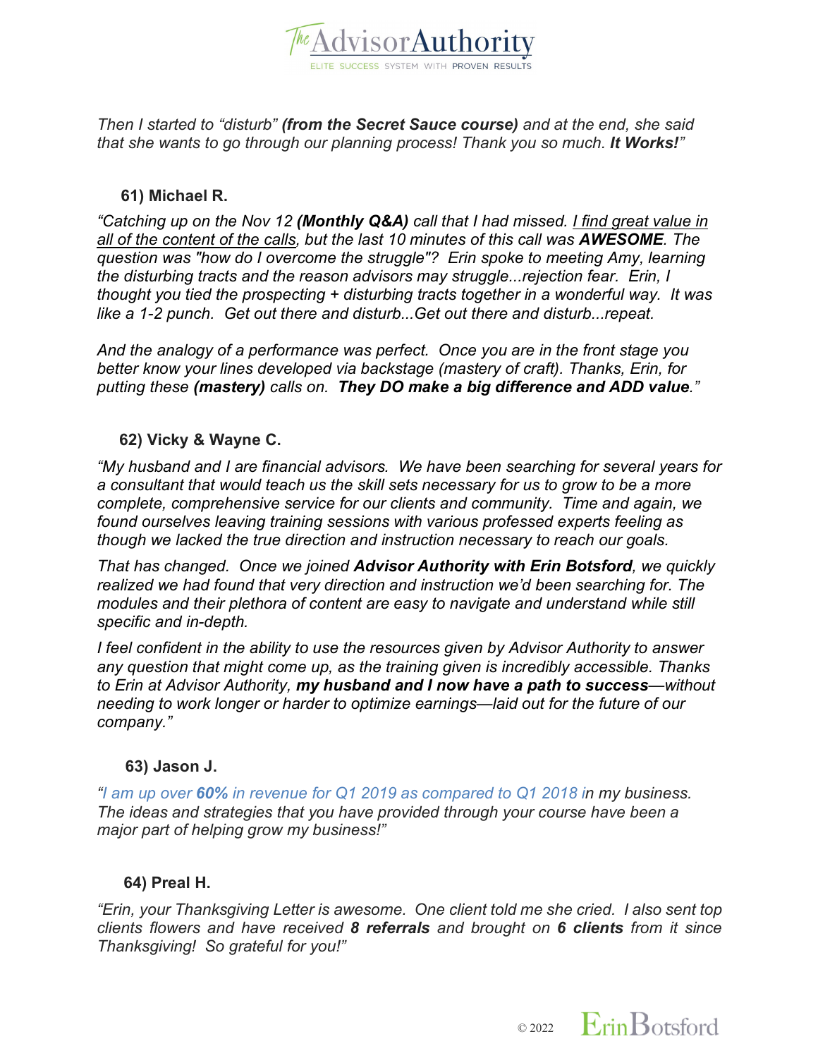*Then I started to "disturb" **(from the Secret Sauce course)** and at the end, she said that she wants to go through our planning process! Thank you so much. **It Works!**"*

**61) Michael R.**

*"Catching up on the Nov 12 **(Monthly Q&A)** call that I had missed. <u>I find great value in all of the content of the calls</u>, but the last 10 minutes of this call was **AWESOME**. The question was "how do I overcome the struggle"? Erin spoke to meeting Amy, learning the disturbing tracts and the reason advisors may struggle...rejection fear. Erin, I thought you tied the prospecting + disturbing tracts together in a wonderful way. It was like a 1-2 punch. Get out there and disturb...Get out there and disturb...repeat.*

*And the analogy of a performance was perfect. Once you are in the front stage you better know your lines developed via backstage (mastery of craft). Thanks, Erin, for putting these **(mastery)** calls on. **They DO make a big difference and ADD value**."*

**62) Vicky & Wayne C.**

*"My husband and I are financial advisors. We have been searching for several years for a consultant that would teach us the skill sets necessary for us to grow to be a more complete, comprehensive service for our clients and community. Time and again, we found ourselves leaving training sessions with various professed experts feeling as though we lacked the true direction and instruction necessary to reach our goals.*

*That has changed. Once we joined **Advisor Authority with Erin Botsford**, we quickly realized we had found that very direction and instruction we'd been searching for. The modules and their plethora of content are easy to navigate and understand while still specific and in-depth.*

*I feel confident in the ability to use the resources given by Advisor Authority to answer any question that might come up, as the training given is incredibly accessible. Thanks to Erin at Advisor Authority, **my husband and I now have a path to success**—without needing to work longer or harder to optimize earnings—laid out for the future of our company."*

**63) Jason J.**

*"I am up over **60%** in revenue for Q1 2019 as compared to Q1 2018 in my business. The ideas and strategies that you have provided through your course have been a major part of helping grow my business!"*

**64) Preal H.**

*"Erin, your Thanksgiving Letter is awesome. One client told me she cried. I also sent top clients flowers and have received **8 referrals** and brought on **6 clients** from it since Thanksgiving! So grateful for you!"*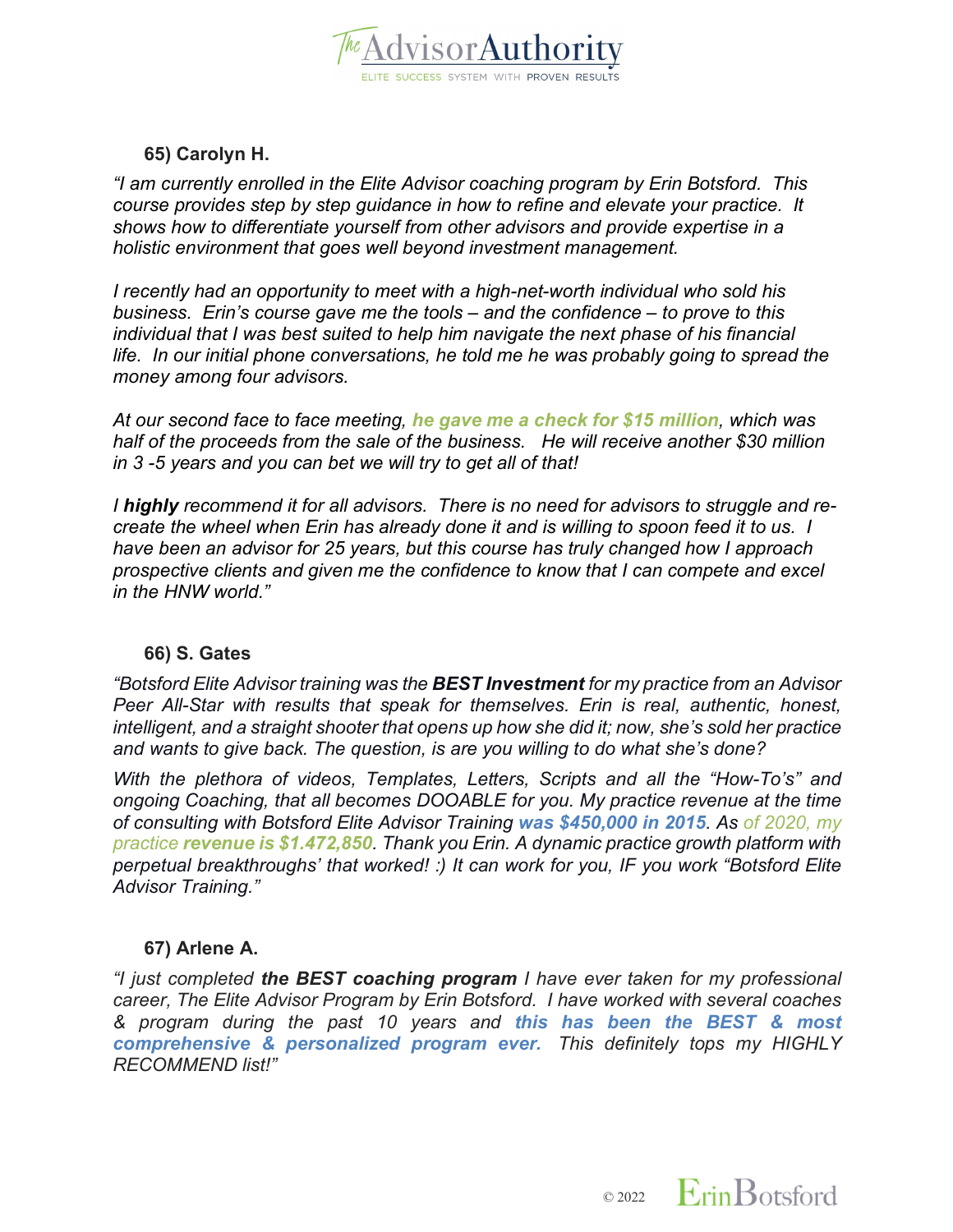### 65) Carolyn H.

*"I am currently enrolled in the Elite Advisor coaching program by Erin Botsford. This course provides step by step guidance in how to refine and elevate your practice. It shows how to differentiate yourself from other advisors and provide expertise in a holistic environment that goes well beyond investment management.*

*I recently had an opportunity to meet with a high-net-worth individual who sold his business. Erin's course gave me the tools – and the confidence – to prove to this individual that I was best suited to help him navigate the next phase of his financial life. In our initial phone conversations, he told me he was probably going to spread the money among four advisors.*

*At our second face to face meeting, **he gave me a check for $15 million**, which was half of the proceeds from the sale of the business. He will receive another $30 million in 3 -5 years and you can bet we will try to get all of that!*

*I **highly** recommend it for all advisors. There is no need for advisors to struggle and re-create the wheel when Erin has already done it and is willing to spoon feed it to us. I have been an advisor for 25 years, but this course has truly changed how I approach prospective clients and given me the confidence to know that I can compete and excel in the HNW world."*

### 66) S. Gates

*"Botsford Elite Advisor training was the **BEST Investment** for my practice from an Advisor Peer All-Star with results that speak for themselves. Erin is real, authentic, honest, intelligent, and a straight shooter that opens up how she did it; now, she's sold her practice and wants to give back. The question, is are you willing to do what she's done?*

*With the plethora of videos, Templates, Letters, Scripts and all the "How-To's" and ongoing Coaching, that all becomes DOOABLE for you. My practice revenue at the time of consulting with Botsford Elite Advisor Training **was $450,000 in 2015**. As of 2020, my practice **revenue is $1.472,850**. Thank you Erin. A dynamic practice growth platform with perpetual breakthroughs' that worked! :) It can work for you, IF you work "Botsford Elite Advisor Training."*

### 67) Arlene A.

*"I just completed **the BEST coaching program** I have ever taken for my professional career, The Elite Advisor Program by Erin Botsford. I have worked with several coaches & program during the past 10 years and **this has been the BEST & most comprehensive & personalized program ever.** This definitely tops my HIGHLY RECOMMEND list!"*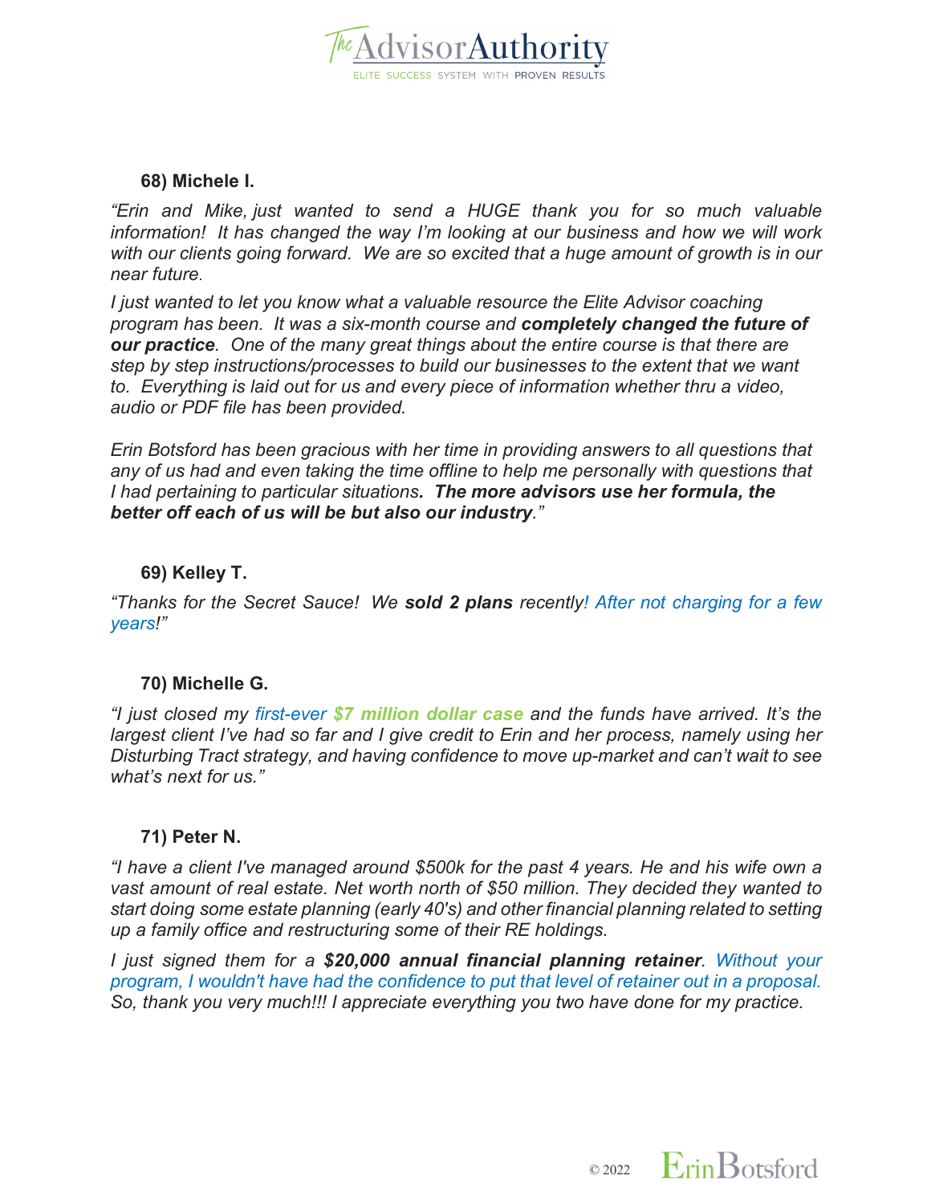### 68) Michele I.

*"Erin and Mike, just wanted to send a HUGE thank you for so much valuable information! It has changed the way I'm looking at our business and how we will work with our clients going forward. We are so excited that a huge amount of growth is in our near future.*

*I just wanted to let you know what a valuable resource the Elite Advisor coaching program has been. It was a six-month course and **completely changed the future of our practice**. One of the many great things about the entire course is that there are step by step instructions/processes to build our businesses to the extent that we want to. Everything is laid out for us and every piece of information whether thru a video, audio or PDF file has been provided.*

*Erin Botsford has been gracious with her time in providing answers to all questions that any of us had and even taking the time offline to help me personally with questions that I had pertaining to particular situations**. The more advisors use her formula, the better off each of us will be but also our industry**."*

### 69) Kelley T.

*"Thanks for the Secret Sauce! We **sold 2 plans** recently! After not charging for a few years!"*

### 70) Michelle G.

*"I just closed my first-ever **$7 million dollar case** and the funds have arrived. It's the largest client I've had so far and I give credit to Erin and her process, namely using her Disturbing Tract strategy, and having confidence to move up-market and can't wait to see what's next for us."*

### 71) Peter N.

*"I have a client I've managed around $500k for the past 4 years. He and his wife own a vast amount of real estate. Net worth north of $50 million. They decided they wanted to start doing some estate planning (early 40's) and other financial planning related to setting up a family office and restructuring some of their RE holdings.*

*I just signed them for a **$20,000 annual financial planning retainer**. Without your program, I wouldn't have had the confidence to put that level of retainer out in a proposal. So, thank you very much!!! I appreciate everything you two have done for my practice.*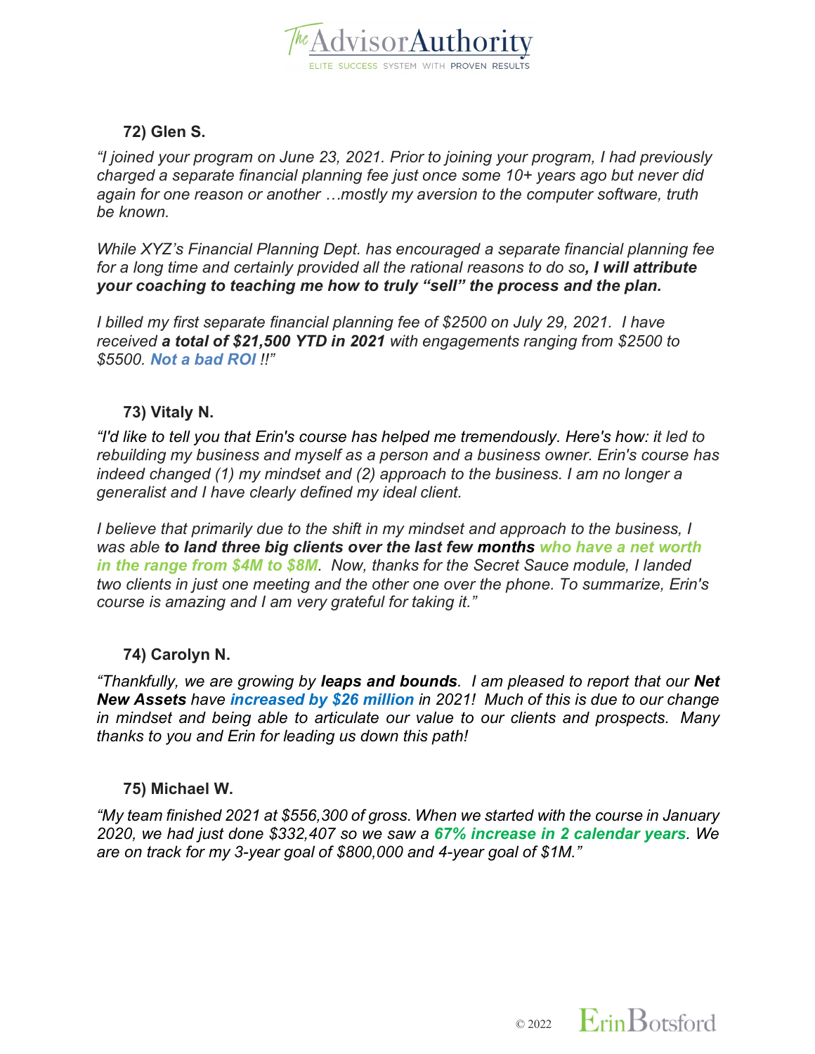**72) Glen S.**

*"I joined your program on June 23, 2021. Prior to joining your program, I had previously charged a separate financial planning fee just once some 10+ years ago but never did again for one reason or another …mostly my aversion to the computer software, truth be known.*

*While XYZ's Financial Planning Dept. has encouraged a separate financial planning fee for a long time and certainly provided all the rational reasons to do so**, I will attribute your coaching to teaching me how to truly "sell" the process and the plan.***

*I billed my first separate financial planning fee of $2500 on July 29, 2021. I have received **a total of $21,500 YTD in 2021** with engagements ranging from $2500 to $5500. **Not a bad ROI** !!"*

**73) Vitaly N.**

*"I'd like to tell you that Erin's course has helped me tremendously. Here's how: it led to rebuilding my business and myself as a person and a business owner. Erin's course has indeed changed (1) my mindset and (2) approach to the business. I am no longer a generalist and I have clearly defined my ideal client.*

*I believe that primarily due to the shift in my mindset and approach to the business, I was able **to land three big clients over the last few months** **who have a net worth in the range from $4M to $8M**. Now, thanks for the Secret Sauce module, I landed two clients in just one meeting and the other one over the phone. To summarize, Erin's course is amazing and I am very grateful for taking it."*

**74) Carolyn N.**

*"Thankfully, we are growing by **leaps and bounds**. I am pleased to report that our **Net New Assets** have **increased by $26 million** in 2021! Much of this is due to our change in mindset and being able to articulate our value to our clients and prospects. Many thanks to you and Erin for leading us down this path!*

**75) Michael W.**

*"My team finished 2021 at $556,300 of gross. When we started with the course in January 2020, we had just done $332,407 so we saw a **67% increase in 2 calendar years**. We are on track for my 3-year goal of $800,000 and 4-year goal of $1M."*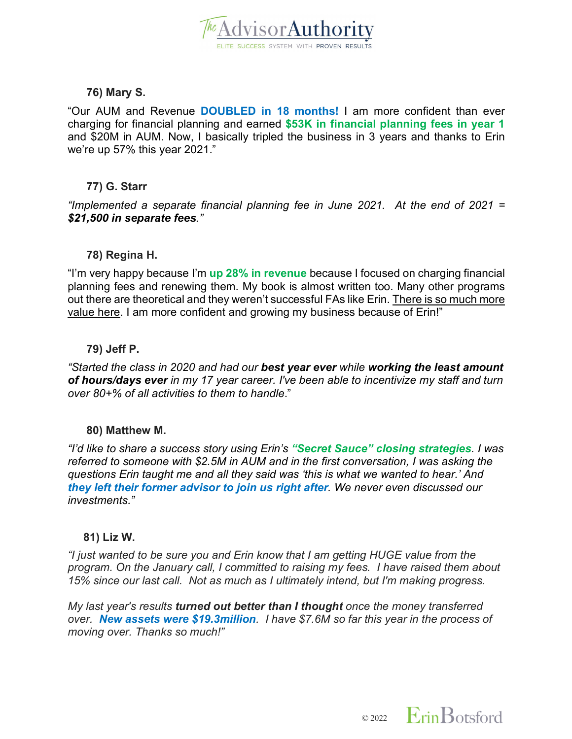**76) Mary S.**

"Our AUM and Revenue **DOUBLED in 18 months!** I am more confident than ever charging for financial planning and earned **$53K in financial planning fees in year 1** and $20M in AUM. Now, I basically tripled the business in 3 years and thanks to Erin we're up 57% this year 2021."

**77) G. Starr**

*"Implemented a separate financial planning fee in June 2021. At the end of 2021 = **$21,500 in separate fees**."*

**78) Regina H.**

"I'm very happy because I'm **up 28% in revenue** because I focused on charging financial planning fees and renewing them. My book is almost written too. Many other programs out there are theoretical and they weren't successful FAs like Erin. There is so much more value here. I am more confident and growing my business because of Erin!"

**79) Jeff P.**

*"Started the class in 2020 and had our **best year ever** while **working the least amount of hours/days ever** in my 17 year career. I've been able to incentivize my staff and turn over 80+% of all activities to them to handle."*

**80) Matthew M.**

*"I'd like to share a success story using Erin's **"Secret Sauce" closing strategies**. I was referred to someone with $2.5M in AUM and in the first conversation, I was asking the questions Erin taught me and all they said was 'this is what we wanted to hear.' And **they left their former advisor to join us right after**. We never even discussed our investments."*

**81) Liz W.**

*"I just wanted to be sure you and Erin know that I am getting HUGE value from the program. On the January call, I committed to raising my fees. I have raised them about 15% since our last call. Not as much as I ultimately intend, but I'm making progress.*

*My last year's results **turned out better than I thought** once the money transferred over. **New assets were $19.3million**. I have $7.6M so far this year in the process of moving over. Thanks so much!"*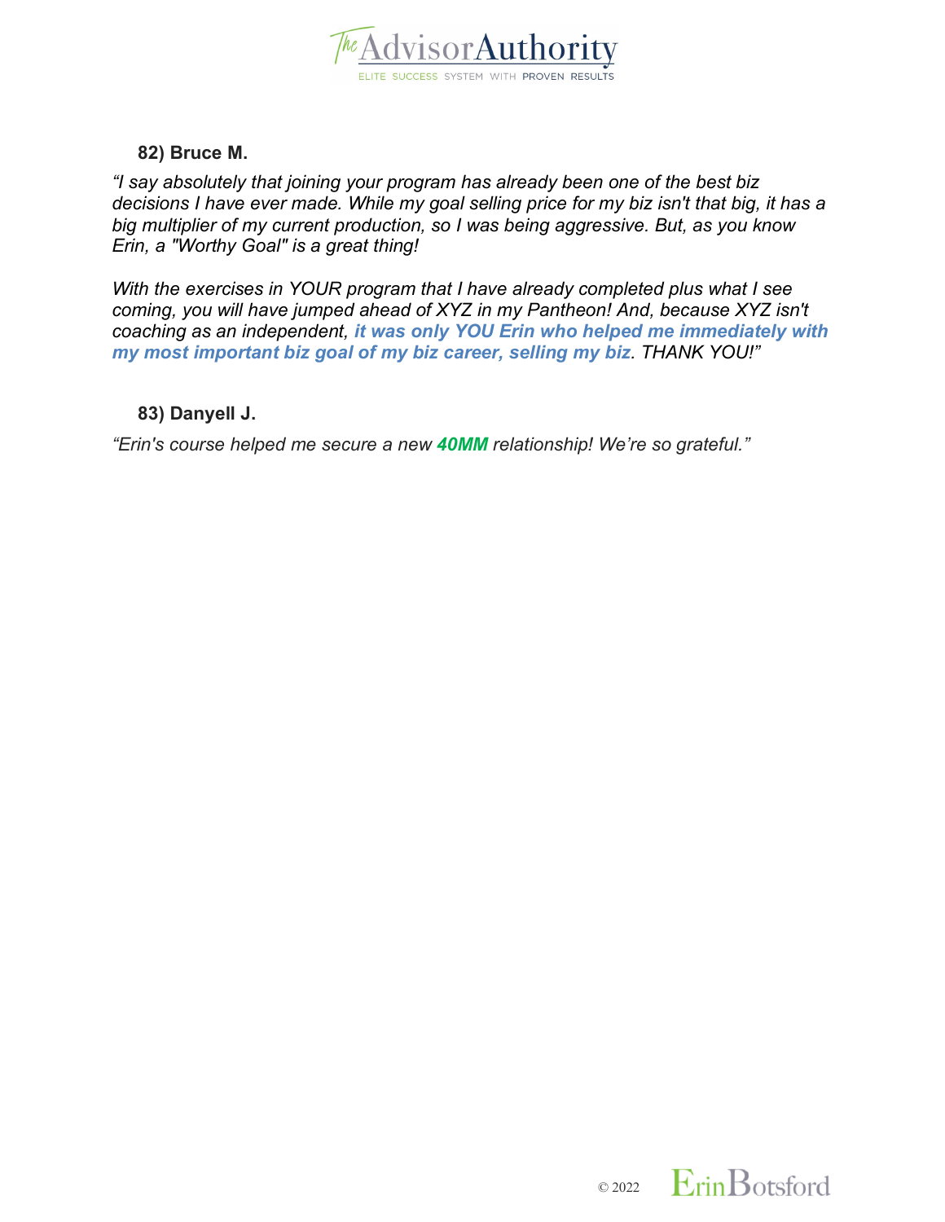**82) Bruce M.**

*"I say absolutely that joining your program has already been one of the best biz decisions I have ever made. While my goal selling price for my biz isn't that big, it has a big multiplier of my current production, so I was being aggressive. But, as you know Erin, a "Worthy Goal" is a great thing!*

*With the exercises in YOUR program that I have already completed plus what I see coming, you will have jumped ahead of XYZ in my Pantheon! And, because XYZ isn't coaching as an independent, **it was only YOU Erin who helped me immediately with my most important biz goal of my biz career, selling my biz**. THANK YOU!"*

**83) Danyell J.**

*"Erin's course helped me secure a new **40MM** relationship! We're so grateful."*